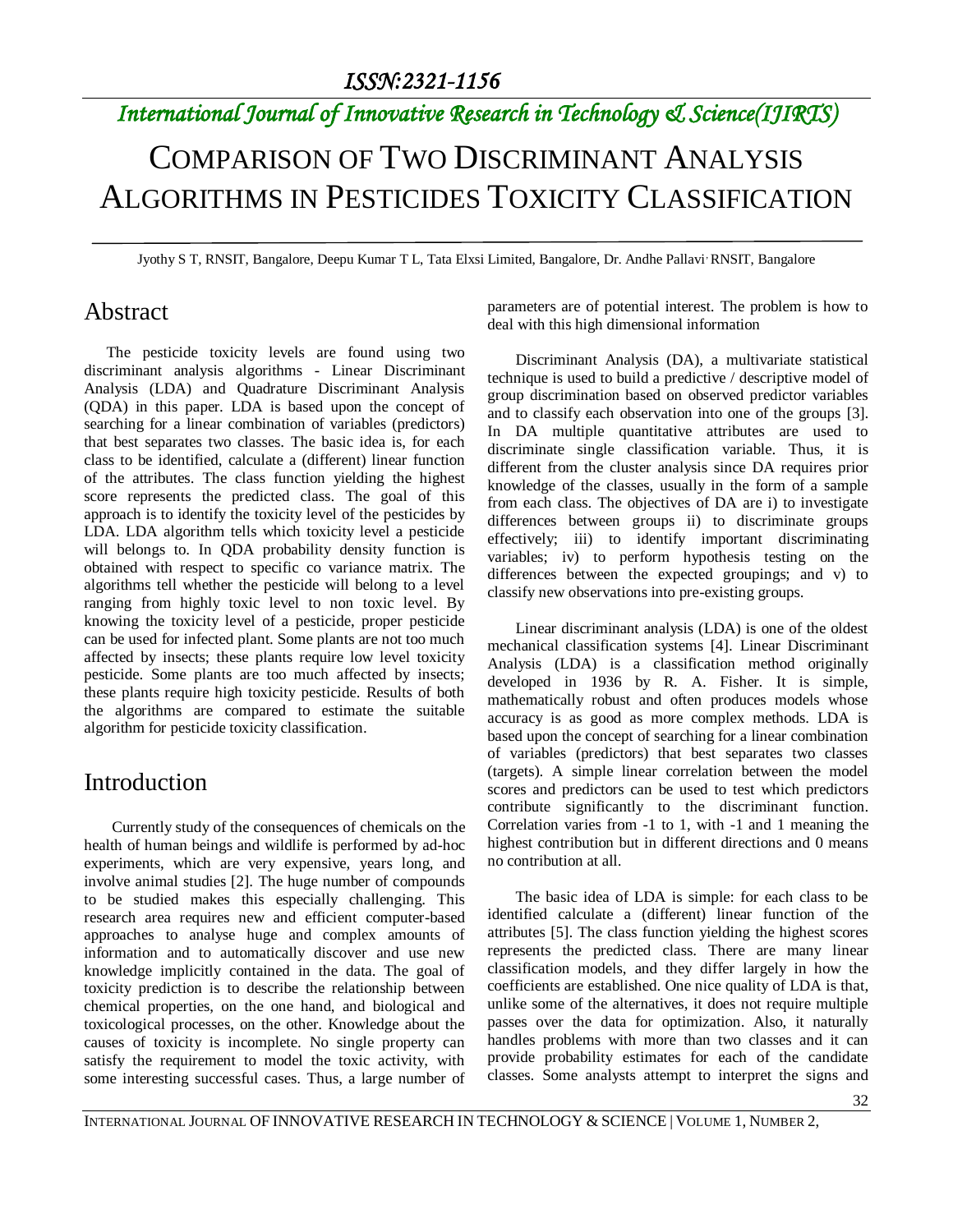# Comparison of Two Discriminant Analysis Algorithms in Pesticides Toxicity Classification

Jyothy S T, RNSIT, Bangalore, Deepu Kumar T L, Tata Elxsi Limited, Bangalore, Dr. Andhe Pallavi, RNSIT, Bangalore

## Abstract

The pesticide toxicity levels are found using two discriminant analysis algorithms - Linear Discriminant Analysis (LDA) and Quadrature Discriminant Analysis (QDA) in this paper. LDA is based upon the concept of searching for a linear combination of variables (predictors) that best separates two classes. The basic idea is, for each class to be identified, calculate a (different) linear function of the attributes. The class function yielding the highest score represents the predicted class. The goal of this approach is to identify the toxicity level of the pesticides by LDA. LDA algorithm tells which toxicity level a pesticide will belongs to. In QDA probability density function is obtained with respect to specific co variance matrix. The algorithms tell whether the pesticide will belong to a level ranging from highly toxic level to non toxic level. By knowing the toxicity level of a pesticide, proper pesticide can be used for infected plant. Some plants are not too much affected by insects; these plants require low level toxicity pesticide. Some plants are too much affected by insects; these plants require high toxicity pesticide. Results of both the algorithms are compared to estimate the suitable algorithm for pesticide toxicity classification.

## Introduction

Currently study of the consequences of chemicals on the health of human beings and wildlife is performed by ad-hoc experiments, which are very expensive, years long, and involve animal studies [2]. The huge number of compounds to be studied makes this especially challenging. This research area requires new and efficient computer-based approaches to analyse huge and complex amounts of information and to automatically discover and use new knowledge implicitly contained in the data. The goal of toxicity prediction is to describe the relationship between chemical properties, on the one hand, and biological and toxicological processes, on the other. Knowledge about the causes of toxicity is incomplete. No single property can satisfy the requirement to model the toxic activity, with some interesting successful cases. Thus, a large number of parameters are of potential interest. The problem is how to deal with this high dimensional information

Discriminant Analysis (DA), a multivariate statistical technique is used to build a predictive / descriptive model of group discrimination based on observed predictor variables and to classify each observation into one of the groups [3]. In DA multiple quantitative attributes are used to discriminate single classification variable. Thus, it is different from the cluster analysis since DA requires prior knowledge of the classes, usually in the form of a sample from each class. The objectives of DA are i) to investigate differences between groups ii) to discriminate groups effectively; iii) to identify important discriminating variables; iv) to perform hypothesis testing on the differences between the expected groupings; and v) to classify new observations into pre-existing groups.

Linear discriminant analysis (LDA) is one of the oldest mechanical classification systems [4]. Linear Discriminant Analysis (LDA) is a classification method originally developed in 1936 by R. A. Fisher. It is simple, mathematically robust and often produces models whose accuracy is as good as more complex methods. LDA is based upon the concept of searching for a linear combination of variables (predictors) that best separates two classes (targets). A simple linear correlation between the model scores and predictors can be used to test which predictors contribute significantly to the discriminant function. Correlation varies from -1 to 1, with -1 and 1 meaning the highest contribution but in different directions and 0 means no contribution at all.

The basic idea of LDA is simple: for each class to be identified calculate a (different) linear function of the attributes [5]. The class function yielding the highest scores represents the predicted class. There are many linear classification models, and they differ largely in how the coefficients are established. One nice quality of LDA is that, unlike some of the alternatives, it does not require multiple passes over the data for optimization. Also, it naturally handles problems with more than two classes and it can provide probability estimates for each of the candidate classes. Some analysts attempt to interpret the signs and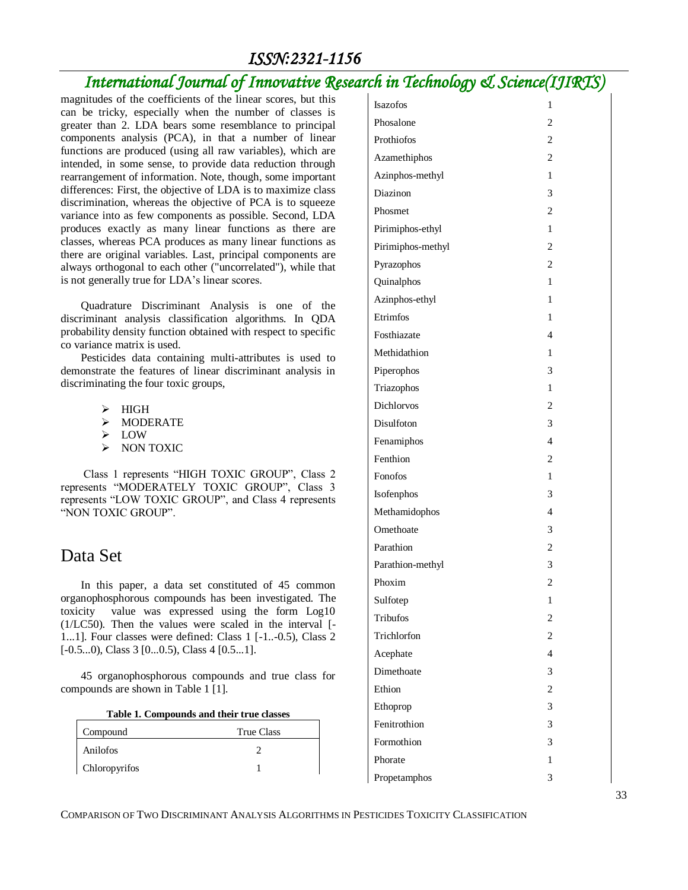magnitudes of the coefficients of the linear scores, but this can be tricky, especially when the number of classes is greater than 2. LDA bears some resemblance to principal components analysis (PCA), in that a number of linear functions are produced (using all raw variables), which are intended, in some sense, to provide data reduction through rearrangement of information. Note, though, some important differences: First, the objective of LDA is to maximize class discrimination, whereas the objective of PCA is to squeeze variance into as few components as possible. Second, LDA produces exactly as many linear functions as there are classes, whereas PCA produces as many linear functions as there are original variables. Last, principal components are always orthogonal to each other ("uncorrelated"), while that is not generally true for LDA's linear scores.

Quadrature Discriminant Analysis is one of the discriminant analysis classification algorithms. In QDA probability density function obtained with respect to specific co variance matrix is used.

Pesticides data containing multi-attributes is used to demonstrate the features of linear discriminant analysis in discriminating the four toxic groups,

- HIGH
- MODERATE
- LOW
- NON TOXIC

Class 1 represents "HIGH TOXIC GROUP", Class 2 represents "MODERATELY TOXIC GROUP", Class 3 represents "LOW TOXIC GROUP", and Class 4 represents "NON TOXIC GROUP".

## Data Set

In this paper, a data set constituted of 45 common organophosphorous compounds has been investigated. The toxicity value was expressed using the form Log10 (1/LC50). Then the values were scaled in the interval [-1...1]. Four classes were defined: Class 1 [-1..-0.5), Class 2 [-0.5...0), Class 3 [0...0.5), Class 4 [0.5...1].

45 organophosphorous compounds and true class for compounds are shown in Table 1 [1].

**Table 1. Compounds and their true classes**

| Compound | True Class |
|---|---|
| Anilofos | 2 |
| Chloropyrifos | 1 |
| Isazofos | 1 |
| Phosalone | 2 |
| Prothiofos | 2 |
| Azamethiphos | 2 |
| Azinphos-methyl | 1 |
| Diazinon | 3 |
| Phosmet | 2 |
| Pirimiphos-ethyl | 1 |
| Pirimiphos-methyl | 2 |
| Pyrazophos | 2 |
| Quinalphos | 1 |
| Azinphos-ethyl | 1 |
| Etrimfos | 1 |
| Fosthiazate | 4 |
| Methidathion | 1 |
| Piperophos | 3 |
| Triazophos | 1 |
| Dichlorvos | 2 |
| Disulfoton | 3 |
| Fenamiphos | 4 |
| Fenthion | 2 |
| Fonofos | 1 |
| Isofenphos | 3 |
| Methamidophos | 4 |
| Omethoate | 3 |
| Parathion | 2 |
| Parathion-methyl | 3 |
| Phoxim | 2 |
| Sulfotep | 1 |
| Tribufos | 2 |
| Trichlorfon | 2 |
| Acephate | 4 |
| Dimethoate | 3 |
| Ethion | 2 |
| Ethoprop | 3 |
| Fenitrothion | 3 |
| Formothion | 3 |
| Phorate | 1 |
| Propetamphos | 3 |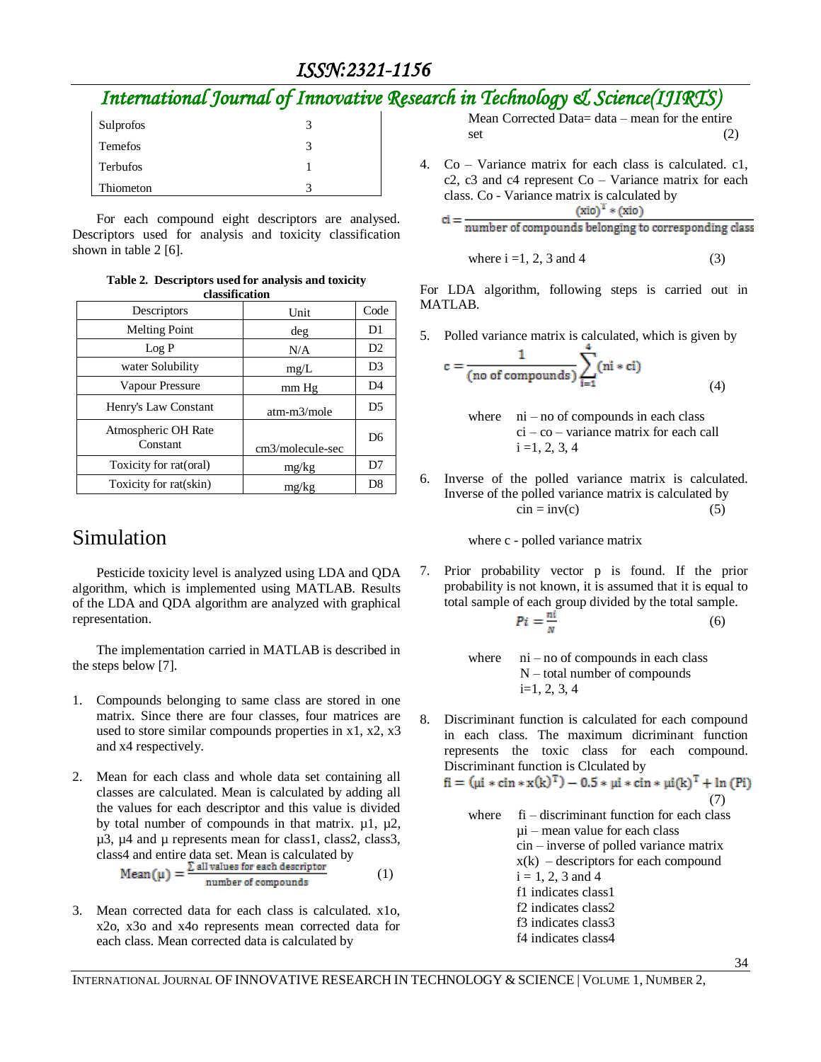| | |
|---|---|
| Sulprofos | 3 |
| Temefos | 3 |
| Terbufos | 1 |
| Thiometon | 3 |

For each compound eight descriptors are analysed. Descriptors used for analysis and toxicity classification shown in table 2 [6].

**Table 2. Descriptors used for analysis and toxicity classification**

| Descriptors | Unit | Code |
|---|---|---|
| Melting Point | deg | D1 |
| Log P | N/A | D2 |
| water Solubility | mg/L | D3 |
| Vapour Pressure | mm Hg | D4 |
| Henry's Law Constant | atm-m3/mole | D5 |
| Atmospheric OH Rate Constant | cm3/molecule-sec | D6 |
| Toxicity for rat(oral) | mg/kg | D7 |
| Toxicity for rat(skin) | mg/kg | D8 |

# Simulation

Pesticide toxicity level is analyzed using LDA and QDA algorithm, which is implemented using MATLAB. Results of the LDA and QDA algorithm are analyzed with graphical representation.

The implementation carried in MATLAB is described in the steps below [7].

1. Compounds belonging to same class are stored in one matrix. Since there are four classes, four matrices are used to store similar compounds properties in x1, x2, x3 and x4 respectively.

2. Mean for each class and whole data set containing all classes are calculated. Mean is calculated by adding all the values for each descriptor and this value is divided by total number of compounds in that matrix. µ1, µ2, µ3, µ4 and µ represents mean for class1, class2, class3, class4 and entire data set. Mean is calculated by

$$\text{Mean}(\mu) = \frac{\sum \text{all values for each descriptor}}{\text{number of compounds}} \quad (1)$$

3. Mean corrected data for each class is calculated. x1o, x2o, x3o and x4o represents mean corrected data for each class. Mean corrected data is calculated by

   Mean Corrected Data= data – mean for the entire set (2)

4. Co – Variance matrix for each class is calculated. c1, c2, c3 and c4 represent Co – Variance matrix for each class. Co - Variance matrix is calculated by

$$ci = \frac{(xio)^T * (xio)}{\text{number of compounds belonging to corresponding class}}$$

   where i =1, 2, 3 and 4 (3)

For LDA algorithm, following steps is carried out in MATLAB.

5. Polled variance matrix is calculated, which is given by

$$c = \frac{1}{(\text{no of compounds})} \sum_{i=1}^{4} (ni * ci) \quad (4)$$

   where ni – no of compounds in each class  
   ci – co – variance matrix for each call  
   i =1, 2, 3, 4

6. Inverse of the polled variance matrix is calculated. Inverse of the polled variance matrix is calculated by

   cin = inv(c) (5)

   where c - polled variance matrix

7. Prior probability vector p is found. If the prior probability is not known, it is assumed that it is equal to total sample of each group divided by the total sample.

$$Pi = \frac{ni}{N} \quad (6)$$

   where ni – no of compounds in each class  
   N – total number of compounds  
   i=1, 2, 3, 4

8. Discriminant function is calculated for each compound in each class. The maximum dicriminant function represents the toxic class for each compound. Discriminant function is Clculated by

$$fi = (\mu i * cin * x(k)^T) - 0.5 * \mu i * cin * \mu i(k)^T + \ln(Pi) \quad (7)$$

   where fi – discriminant function for each class  
   µi – mean value for each class  
   cin – inverse of polled variance matrix  
   x(k) – descriptors for each compound  
   i = 1, 2, 3 and 4  
   f1 indicates class1  
   f2 indicates class2  
   f3 indicates class3  
   f4 indicates class4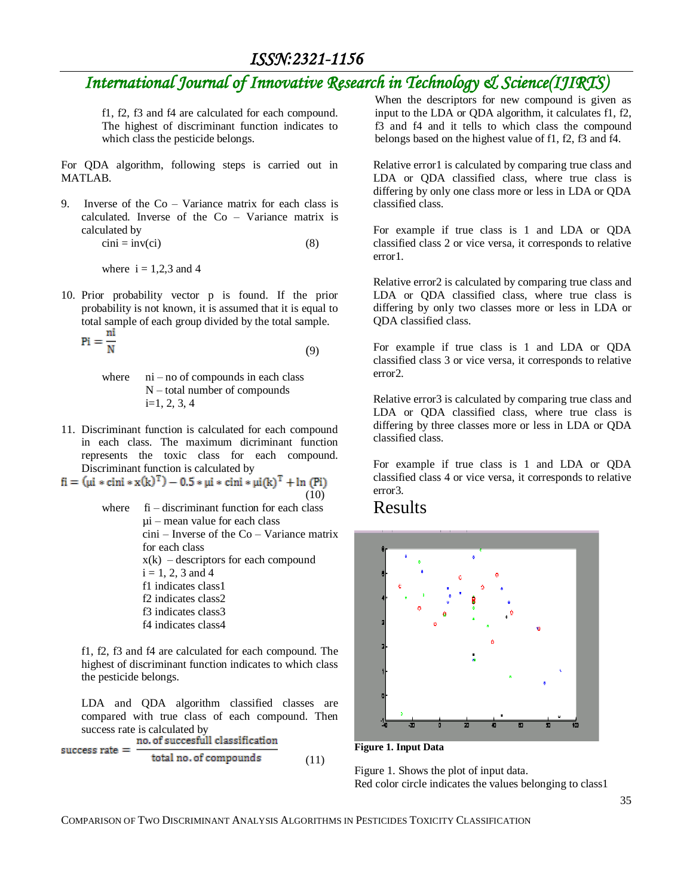f1, f2, f3 and f4 are calculated for each compound. The highest of discriminant function indicates to which class the pesticide belongs.

For QDA algorithm, following steps is carried out in MATLAB.

9. Inverse of the Co – Variance matrix for each class is calculated. Inverse of the Co – Variance matrix is calculated by

$$\text{cini} = \text{inv}(\text{ci}) \quad (8)$$

where i = 1,2,3 and 4

10. Prior probability vector p is found. If the prior probability is not known, it is assumed that it is equal to total sample of each group divided by the total sample.

$$\text{Pi} = \frac{\text{ni}}{\text{N}} \quad (9)$$

where ni – no of compounds in each class
N – total number of compounds
i=1, 2, 3, 4

11. Discriminant function is calculated for each compound in each class. The maximum dicriminant function represents the toxic class for each compound. Discriminant function is calculated by

$$\text{fi} = (\mu\text{i} * \text{cini} * \text{x(k)}^{\text{T}}) - 0.5 * \mu\text{i} * \text{cini} * \mu\text{i(k)}^{\text{T}} + \ln(\text{Pi}) \quad (10)$$

where fi – discriminant function for each class
μi – mean value for each class
cini – Inverse of the Co – Variance matrix for each class
x(k) – descriptors for each compound
i = 1, 2, 3 and 4
f1 indicates class1
f2 indicates class2
f3 indicates class3
f4 indicates class4

f1, f2, f3 and f4 are calculated for each compound. The highest of discriminant function indicates to which class the pesticide belongs.

LDA and QDA algorithm classified classes are compared with true class of each compound. Then success rate is calculated by

$$\text{success rate} = \frac{\text{no. of succesfull classification}}{\text{total no. of compounds}} \quad (11)$$

When the descriptors for new compound is given as input to the LDA or QDA algorithm, it calculates f1, f2, f3 and f4 and it tells to which class the compound belongs based on the highest value of f1, f2, f3 and f4.

Relative error1 is calculated by comparing true class and LDA or QDA classified class, where true class is differing by only one class more or less in LDA or QDA classified class.

For example if true class is 1 and LDA or QDA classified class 2 or vice versa, it corresponds to relative error1.

Relative error2 is calculated by comparing true class and LDA or QDA classified class, where true class is differing by only two classes more or less in LDA or QDA classified class.

For example if true class is 1 and LDA or QDA classified class 3 or vice versa, it corresponds to relative error2.

Relative error3 is calculated by comparing true class and LDA or QDA classified class, where true class is differing by three classes more or less in LDA or QDA classified class.

For example if true class is 1 and LDA or QDA classified class 4 or vice versa, it corresponds to relative error3.

# Results

-40 -20 0 20 40 60 80 100

**Figure 1. Input Data**

Figure 1. Shows the plot of input data.
Red color circle indicates the values belonging to class1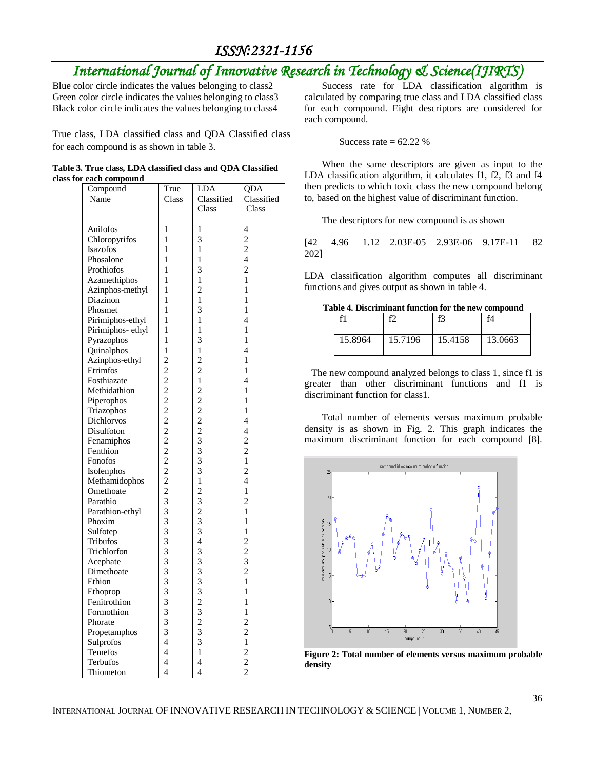Blue color circle indicates the values belonging to class2
Green color circle indicates the values belonging to class3
Black color circle indicates the values belonging to class4

True class, LDA classified class and QDA Classified class for each compound is as shown in table 3.

**Table 3. True class, LDA classified class and QDA Classified class for each compound**

| Compound Name | True Class | LDA Classified Class | QDA Classified Class |
|---|---|---|---|
| Anilofos | 1 | 1 | 4 |
| Chloropyrifos | 1 | 3 | 2 |
| Isazofos | 1 | 1 | 2 |
| Phosalone | 1 | 1 | 4 |
| Prothiofos | 1 | 3 | 2 |
| Azamethiphos | 1 | 1 | 1 |
| Azinphos-methyl | 1 | 2 | 1 |
| Diazinon | 1 | 1 | 1 |
| Phosmet | 1 | 3 | 1 |
| Pirimiphos-ethyl | 1 | 1 | 4 |
| Pirimiphos- ethyl | 1 | 1 | 1 |
| Pyrazophos | 1 | 3 | 1 |
| Quinalphos | 1 | 1 | 4 |
| Azinphos-ethyl | 2 | 2 | 1 |
| Etrimfos | 2 | 2 | 1 |
| Fosthiazate | 2 | 1 | 4 |
| Methidathion | 2 | 2 | 1 |
| Piperophos | 2 | 2 | 1 |
| Triazophos | 2 | 2 | 1 |
| Dichlorvos | 2 | 2 | 4 |
| Disulfoton | 2 | 2 | 4 |
| Fenamiphos | 2 | 3 | 2 |
| Fenthion | 2 | 3 | 2 |
| Fonofos | 2 | 3 | 1 |
| Isofenphos | 2 | 3 | 2 |
| Methamidophos | 2 | 1 | 4 |
| Omethoate | 2 | 2 | 1 |
| Parathio | 3 | 3 | 2 |
| Parathion-ethyl | 3 | 2 | 1 |
| Phoxim | 3 | 3 | 1 |
| Sulfotep | 3 | 3 | 1 |
| Tribufos | 3 | 4 | 2 |
| Trichlorfon | 3 | 3 | 2 |
| Acephate | 3 | 3 | 3 |
| Dimethoate | 3 | 3 | 2 |
| Ethion | 3 | 3 | 1 |
| Ethoprop | 3 | 3 | 1 |
| Fenitrothion | 3 | 2 | 1 |
| Formothion | 3 | 3 | 1 |
| Phorate | 3 | 2 | 2 |
| Propetamphos | 3 | 3 | 2 |
| Sulprofos | 4 | 3 | 1 |
| Temefos | 4 | 1 | 2 |
| Terbufos | 4 | 4 | 2 |
| Thiometon | 4 | 4 | 2 |

Success rate for LDA classification algorithm is calculated by comparing true class and LDA classified class for each compound. Eight descriptors are considered for each compound.

Success rate = 62.22 %

When the same descriptors are given as input to the LDA classification algorithm, it calculates f1, f2, f3 and f4 then predicts to which toxic class the new compound belong to, based on the highest value of discriminant function.

The descriptors for new compound is as shown

[42 4.96 1.12 2.03E-05 2.93E-06 9.17E-11 82 202]

LDA classification algorithm computes all discriminant functions and gives output as shown in table 4.

**Table 4. Discriminant function for the new compound**

| f1 | f2 | f3 | f4 |
|---|---|---|---|
| 15.8964 | 15.7196 | 15.4158 | 13.0663 |

The new compound analyzed belongs to class 1, since f1 is greater than other discriminant functions and f1 is discriminant function for class1.

Total number of elements versus maximum probable density is as shown in Fig. 2. This graph indicates the maximum discriminant function for each compound [8].

compound id v/s maximum probable function
maximum probable function
compound id
25
20
15
10
5
0
-5
0 5 10 15 20 25 30 35 40 45

**Figure 2: Total number of elements versus maximum probable density**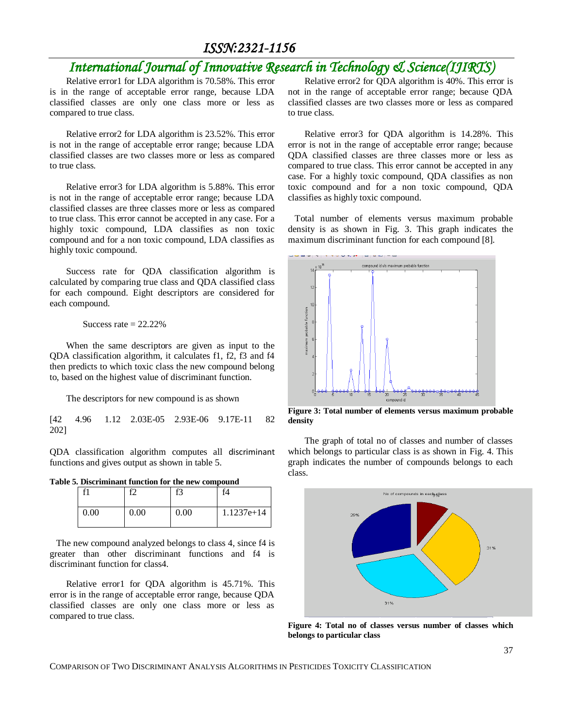Relative error1 for LDA algorithm is 70.58%. This error is in the range of acceptable error range, because LDA classified classes are only one class more or less as compared to true class.

Relative error2 for LDA algorithm is 23.52%. This error is not in the range of acceptable error range; because LDA classified classes are two classes more or less as compared to true class.

Relative error3 for LDA algorithm is 5.88%. This error is not in the range of acceptable error range; because LDA classified classes are three classes more or less as compared to true class. This error cannot be accepted in any case. For a highly toxic compound, LDA classifies as non toxic compound and for a non toxic compound, LDA classifies as highly toxic compound.

Success rate for QDA classification algorithm is calculated by comparing true class and QDA classified class for each compound. Eight descriptors are considered for each compound.

Success rate = 22.22%

When the same descriptors are given as input to the QDA classification algorithm, it calculates f1, f2, f3 and f4 then predicts to which toxic class the new compound belong to, based on the highest value of discriminant function.

The descriptors for new compound is as shown

[42 4.96 1.12 2.03E-05 2.93E-06 9.17E-11 82 202]

QDA classification algorithm computes all discriminant functions and gives output as shown in table 5.

**Table 5. Discriminant function for the new compound**

| f1 | f2 | f3 | f4 |
|---|---|---|---|
| 0.00 | 0.00 | 0.00 | 1.1237e+14 |

The new compound analyzed belongs to class 4, since f4 is greater than other discriminant functions and f4 is discriminant function for class4.

Relative error1 for QDA algorithm is 45.71%. This error is in the range of acceptable error range, because QDA classified classes are only one class more or less as compared to true class.

Relative error2 for QDA algorithm is 40%. This error is not in the range of acceptable error range; because QDA classified classes are two classes more or less as compared to true class.

Relative error3 for QDA algorithm is 14.28%. This error is not in the range of acceptable error range; because QDA classified classes are three classes more or less as compared to true class. This error cannot be accepted in any case. For a highly toxic compound, QDA classifies as non toxic compound and for a non toxic compound, QDA classifies as highly toxic compound.

Total number of elements versus maximum probable density is as shown in Fig. 3. This graph indicates the maximum discriminant function for each compound [8].

compound id v/s maximum probable function

x 10^16

maximum probable function

compound id

**Figure 3: Total number of elements versus maximum probable density**

The graph of total no of classes and number of classes which belongs to particular class is as shown in Fig. 4. This graph indicates the number of compounds belongs to each class.

No of compounds in each class

9%

29%

31%

31%

**Figure 4: Total no of classes versus number of classes which belongs to particular class**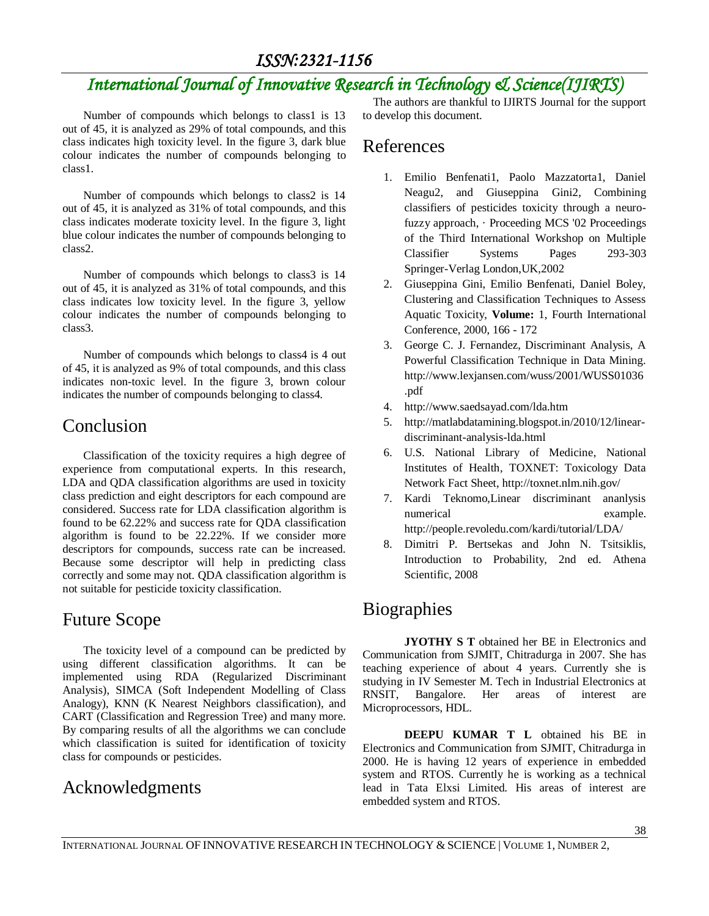Number of compounds which belongs to class1 is 13 out of 45, it is analyzed as 29% of total compounds, and this class indicates high toxicity level. In the figure 3, dark blue colour indicates the number of compounds belonging to class1.

Number of compounds which belongs to class2 is 14 out of 45, it is analyzed as 31% of total compounds, and this class indicates moderate toxicity level. In the figure 3, light blue colour indicates the number of compounds belonging to class2.

Number of compounds which belongs to class3 is 14 out of 45, it is analyzed as 31% of total compounds, and this class indicates low toxicity level. In the figure 3, yellow colour indicates the number of compounds belonging to class3.

Number of compounds which belongs to class4 is 4 out of 45, it is analyzed as 9% of total compounds, and this class indicates non-toxic level. In the figure 3, brown colour indicates the number of compounds belonging to class4.

# Conclusion

Classification of the toxicity requires a high degree of experience from computational experts. In this research, LDA and QDA classification algorithms are used in toxicity class prediction and eight descriptors for each compound are considered. Success rate for LDA classification algorithm is found to be 62.22% and success rate for QDA classification algorithm is found to be 22.22%. If we consider more descriptors for compounds, success rate can be increased. Because some descriptor will help in predicting class correctly and some may not. QDA classification algorithm is not suitable for pesticide toxicity classification.

# Future Scope

The toxicity level of a compound can be predicted by using different classification algorithms. It can be implemented using RDA (Regularized Discriminant Analysis), SIMCA (Soft Independent Modelling of Class Analogy), KNN (K Nearest Neighbors classification), and CART (Classification and Regression Tree) and many more. By comparing results of all the algorithms we can conclude which classification is suited for identification of toxicity class for compounds or pesticides.

# Acknowledgments

The authors are thankful to IJIRTS Journal for the support to develop this document.

# References

1. Emilio Benfenati1, Paolo Mazzatorta1, Daniel Neagu2, and Giuseppina Gini2, Combining classifiers of pesticides toxicity through a neuro-fuzzy approach, · Proceeding MCS '02 Proceedings of the Third International Workshop on Multiple Classifier Systems Pages 293-303 Springer-Verlag London,UK,2002
2. Giuseppina Gini, Emilio Benfenati, Daniel Boley, Clustering and Classification Techniques to Assess Aquatic Toxicity, **Volume:** 1, Fourth International Conference, 2000, 166 - 172
3. George C. J. Fernandez, Discriminant Analysis, A Powerful Classification Technique in Data Mining. http://www.lexjansen.com/wuss/2001/WUSS01036.pdf
4. http://www.saedsayad.com/lda.htm
5. http://matlabdatamining.blogspot.in/2010/12/linear-discriminant-analysis-lda.html
6. U.S. National Library of Medicine, National Institutes of Health, TOXNET: Toxicology Data Network Fact Sheet, http://toxnet.nlm.nih.gov/
7. Kardi Teknomo,Linear discriminant ananlysis numerical example. http://people.revoledu.com/kardi/tutorial/LDA/
8. Dimitri P. Bertsekas and John N. Tsitsiklis, Introduction to Probability, 2nd ed. Athena Scientific, 2008

# Biographies

**JYOTHY S T** obtained her BE in Electronics and Communication from SJMIT, Chitradurga in 2007. She has teaching experience of about 4 years. Currently she is studying in IV Semester M. Tech in Industrial Electronics at RNSIT, Bangalore. Her areas of interest are Microprocessors, HDL.

**DEEPU KUMAR T L** obtained his BE in Electronics and Communication from SJMIT, Chitradurga in 2000. He is having 12 years of experience in embedded system and RTOS. Currently he is working as a technical lead in Tata Elxsi Limited. His areas of interest are embedded system and RTOS.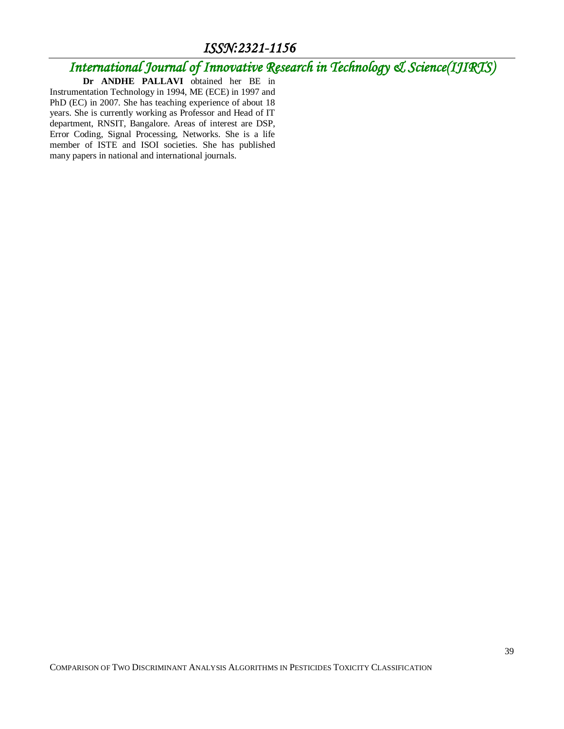**Dr ANDHE PALLAVI** obtained her BE in Instrumentation Technology in 1994, ME (ECE) in 1997 and PhD (EC) in 2007. She has teaching experience of about 18 years. She is currently working as Professor and Head of IT department, RNSIT, Bangalore. Areas of interest are DSP, Error Coding, Signal Processing, Networks. She is a life member of ISTE and ISOI societies. She has published many papers in national and international journals.